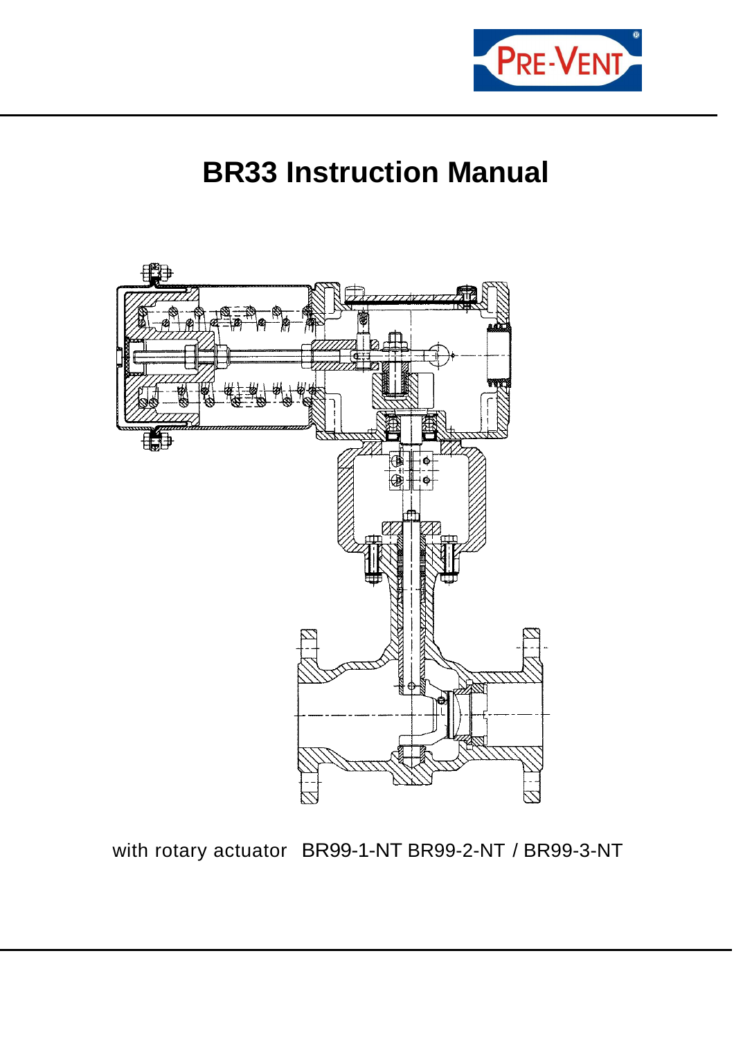PRE-VENT®

# BR33 Instruction Manual

with rotary actuator BR99-1-NT BR99-2-NT / BR99-3-NT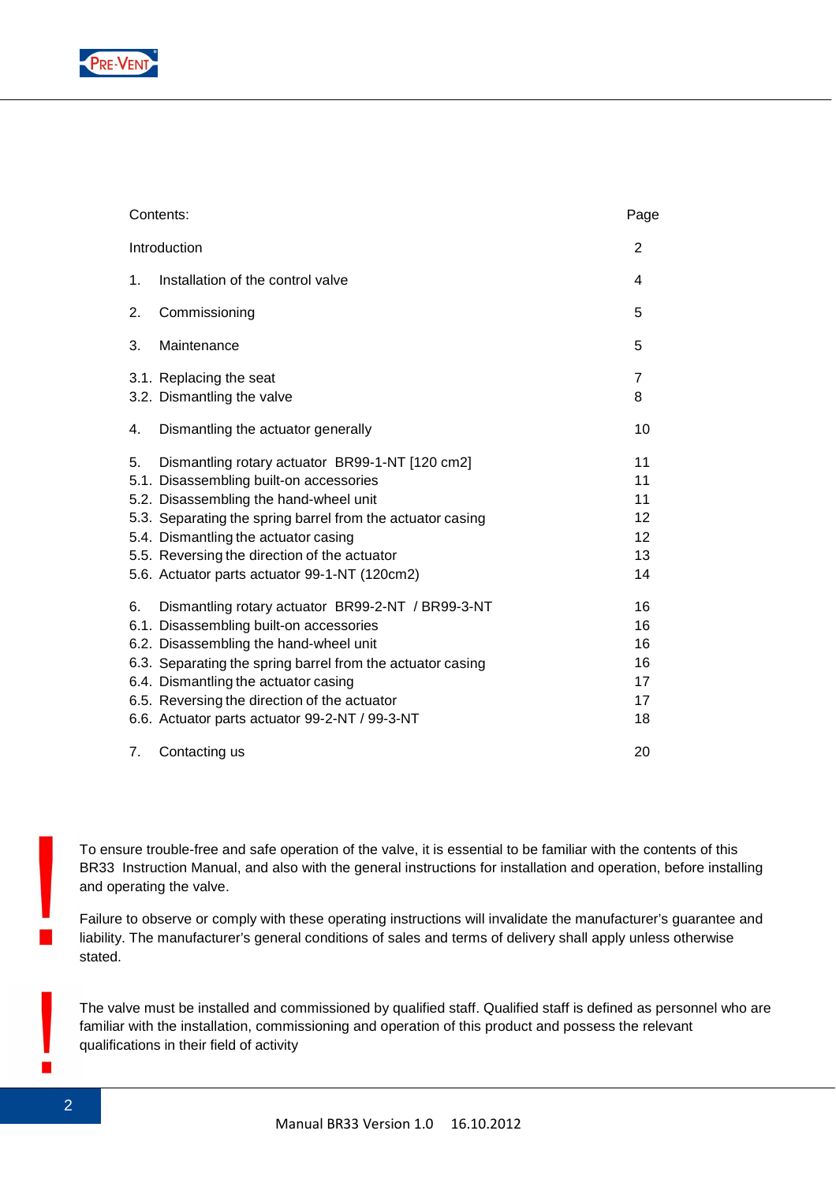| Contents: | Page |
|---|---|
| Introduction | 2 |
| 1. Installation of the control valve | 4 |
| 2. Commissioning | 5 |
| 3. Maintenance | 5 |
| 3.1. Replacing the seat | 7 |
| 3.2. Dismantling the valve | 8 |
| 4. Dismantling the actuator generally | 10 |
| 5. Dismantling rotary actuator BR99-1-NT [120 cm2] | 11 |
| 5.1. Disassembling built-on accessories | 11 |
| 5.2. Disassembling the hand-wheel unit | 11 |
| 5.3. Separating the spring barrel from the actuator casing | 12 |
| 5.4. Dismantling the actuator casing | 12 |
| 5.5. Reversing the direction of the actuator | 13 |
| 5.6. Actuator parts actuator 99-1-NT (120cm2) | 14 |
| 6. Dismantling rotary actuator BR99-2-NT / BR99-3-NT | 16 |
| 6.1. Disassembling built-on accessories | 16 |
| 6.2. Disassembling the hand-wheel unit | 16 |
| 6.3. Separating the spring barrel from the actuator casing | 16 |
| 6.4. Dismantling the actuator casing | 17 |
| 6.5. Reversing the direction of the actuator | 17 |
| 6.6. Actuator parts actuator 99-2-NT / 99-3-NT | 18 |
| 7. Contacting us | 20 |

**!** To ensure trouble-free and safe operation of the valve, it is essential to be familiar with the contents of this BR33 Instruction Manual, and also with the general instructions for installation and operation, before installing and operating the valve.

Failure to observe or comply with these operating instructions will invalidate the manufacturer's guarantee and liability. The manufacturer's general conditions of sales and terms of delivery shall apply unless otherwise stated.

**!** The valve must be installed and commissioned by qualified staff. Qualified staff is defined as personnel who are familiar with the installation, commissioning and operation of this product and possess the relevant qualifications in their field of activity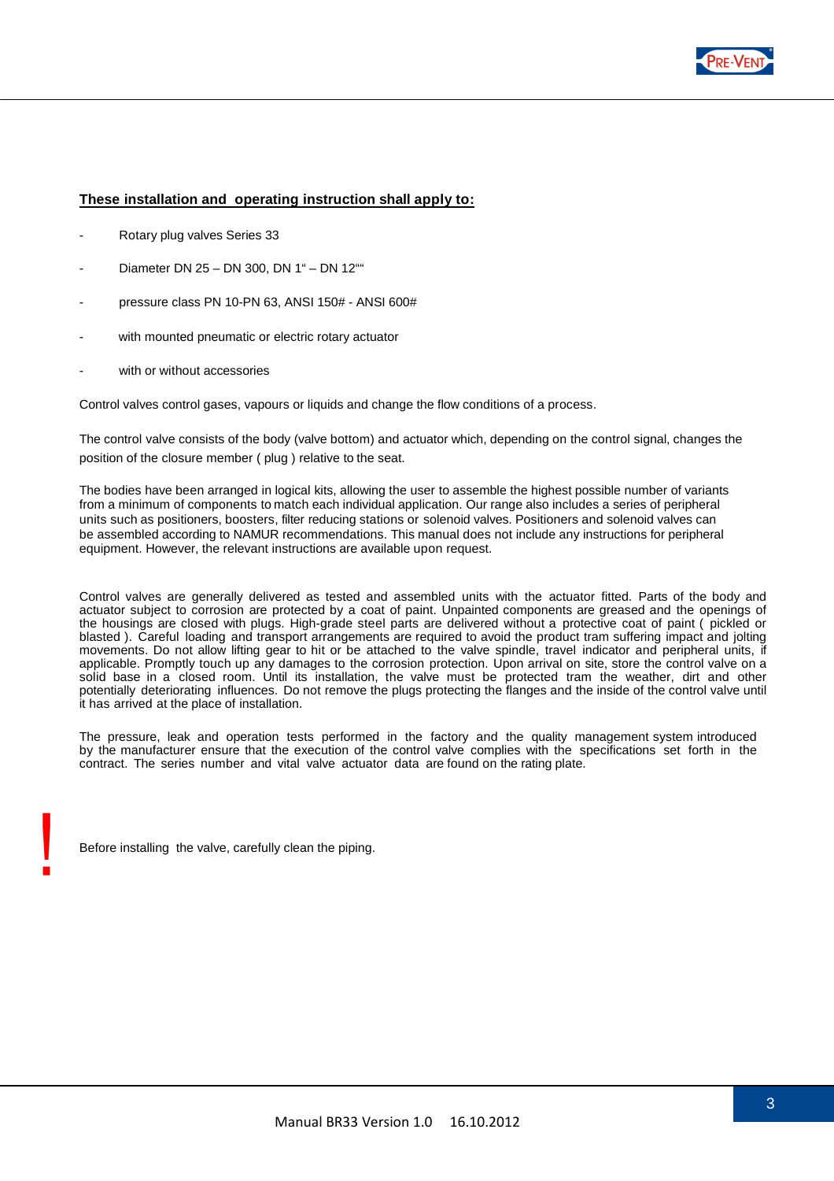**These installation and operating instruction shall apply to:**

- Rotary plug valves Series 33
- Diameter DN 25 – DN 300, DN 1" – DN 12""
- pressure class PN 10-PN 63, ANSI 150# - ANSI 600#
- with mounted pneumatic or electric rotary actuator
- with or without accessories

Control valves control gases, vapours or liquids and change the flow conditions of a process.

The control valve consists of the body (valve bottom) and actuator which, depending on the control signal, changes the position of the closure member ( plug ) relative to the seat.

The bodies have been arranged in logical kits, allowing the user to assemble the highest possible number of variants from a minimum of components to match each individual application. Our range also includes a series of peripheral units such as positioners, boosters, filter reducing stations or solenoid valves. Positioners and solenoid valves can be assembled according to NAMUR recommendations. This manual does not include any instructions for peripheral equipment. However, the relevant instructions are available upon request.

Control valves are generally delivered as tested and assembled units with the actuator fitted. Parts of the body and actuator subject to corrosion are protected by a coat of paint. Unpainted components are greased and the openings of the housings are closed with plugs. High-grade steel parts are delivered without a protective coat of paint ( pickled or blasted ). Careful loading and transport arrangements are required to avoid the product tram suffering impact and jolting movements. Do not allow lifting gear to hit or be attached to the valve spindle, travel indicator and peripheral units, if applicable. Promptly touch up any damages to the corrosion protection. Upon arrival on site, store the control valve on a solid base in a closed room. Until its installation, the valve must be protected tram the weather, dirt and other potentially deteriorating influences. Do not remove the plugs protecting the flanges and the inside of the control valve until it has arrived at the place of installation.

The pressure, leak and operation tests performed in the factory and the quality management system introduced by the manufacturer ensure that the execution of the control valve complies with the specifications set forth in the contract. The series number and vital valve actuator data are found on the rating plate.

**!** Before installing the valve, carefully clean the piping.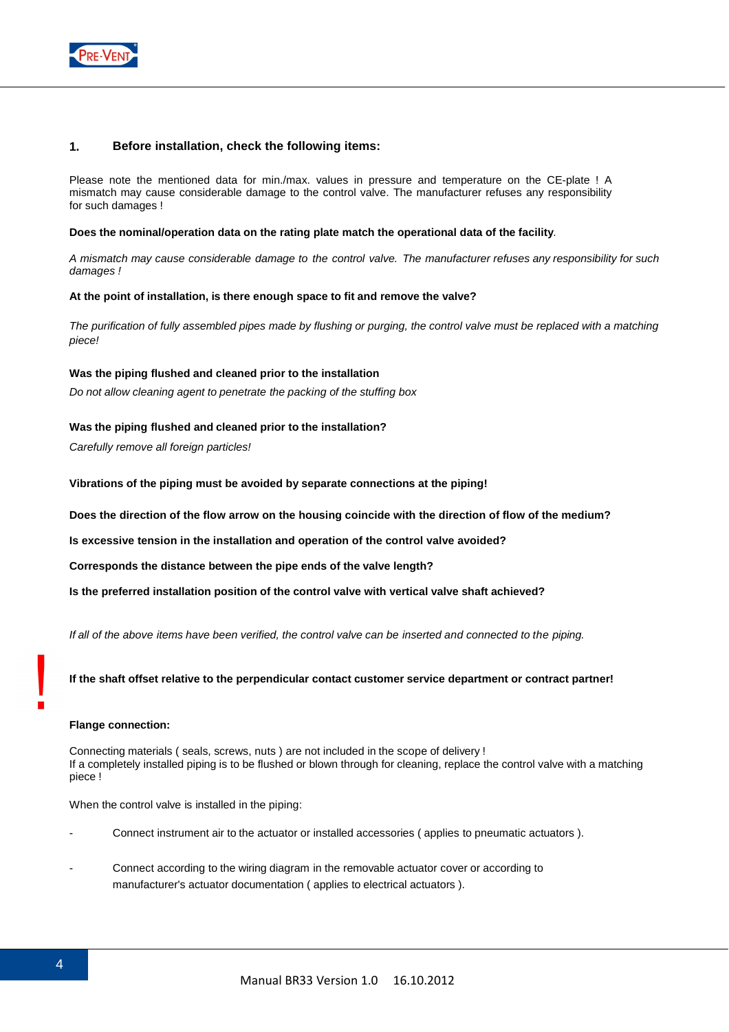## 1. Before installation, check the following items:

Please note the mentioned data for min./max. values in pressure and temperature on the CE-plate ! A mismatch may cause considerable damage to the control valve. The manufacturer refuses any responsibility for such damages !

**Does the nominal/operation data on the rating plate match the operational data of the facility**.

*A mismatch may cause considerable damage to the control valve. The manufacturer refuses any responsibility for such damages !*

**At the point of installation, is there enough space to fit and remove the valve?**

*The purification of fully assembled pipes made by flushing or purging, the control valve must be replaced with a matching piece!*

**Was the piping flushed and cleaned prior to the installation**

*Do not allow cleaning agent to penetrate the packing of the stuffing box*

**Was the piping flushed and cleaned prior to the installation?**

*Carefully remove all foreign particles!*

**Vibrations of the piping must be avoided by separate connections at the piping!**

**Does the direction of the flow arrow on the housing coincide with the direction of flow of the medium?**

**Is excessive tension in the installation and operation of the control valve avoided?**

**Corresponds the distance between the pipe ends of the valve length?**

**Is the preferred installation position of the control valve with vertical valve shaft achieved?**

*If all of the above items have been verified, the control valve can be inserted and connected to the piping.*

! **If the shaft offset relative to the perpendicular contact customer service department or contract partner!**

**Flange connection:**

Connecting materials ( seals, screws, nuts ) are not included in the scope of delivery !
If a completely installed piping is to be flushed or blown through for cleaning, replace the control valve with a matching piece !

When the control valve is installed in the piping:

- Connect instrument air to the actuator or installed accessories ( applies to pneumatic actuators ).
- Connect according to the wiring diagram in the removable actuator cover or according to manufacturer's actuator documentation ( applies to electrical actuators ).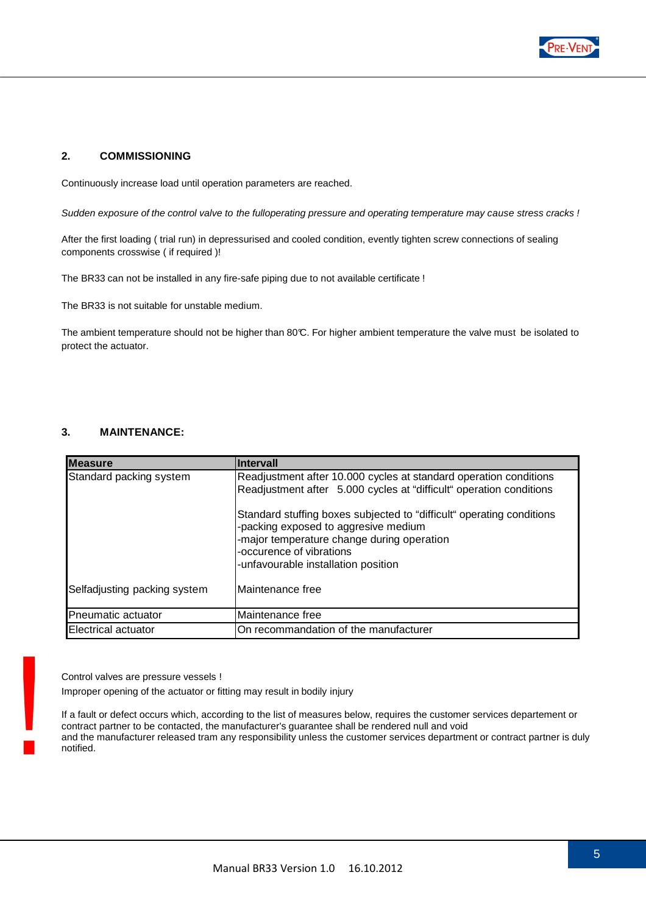## 2. COMMISSIONING

Continuously increase load until operation parameters are reached.

*Sudden exposure of the control valve to the fulloperating pressure and operating temperature may cause stress cracks !*

After the first loading ( trial run) in depressurised and cooled condition, evently tighten screw connections of sealing components crosswise ( if required )!

The BR33 can not be installed in any fire-safe piping due to not available certificate !

The BR33 is not suitable for unstable medium.

The ambient temperature should not be higher than 80℃. For higher ambient temperature the valve must be isolated to protect the actuator.

## 3. MAINTENANCE:

| Measure | Intervall |
|---|---|
| Standard packing system | Readjustment after 10.000 cycles at standard operation conditions<br>Readjustment after 5.000 cycles at “difficult“ operation conditions<br><br>Standard stuffing boxes subjected to “difficult“ operating conditions<br>-packing exposed to aggresive medium<br>-major temperature change during operation<br>-occurence of vibrations<br>-unfavourable installation position |
| Selfadjusting packing system | Maintenance free |
| Pneumatic actuator | Maintenance free |
| Electrical actuator | On recommandation of the manufacturer |

**!**

Control valves are pressure vessels !

Improper opening of the actuator or fitting may result in bodily injury

If a fault or defect occurs which, according to the list of measures below, requires the customer services departement or contract partner to be contacted, the manufacturer's guarantee shall be rendered null and void and the manufacturer released tram any responsibility unless the customer services department or contract partner is duly notified.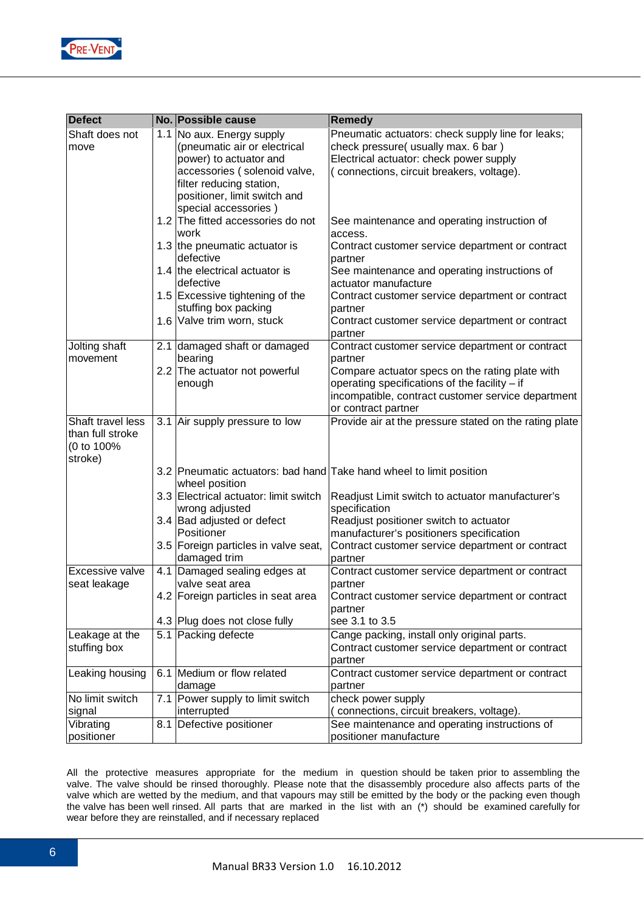| Defect | No. | Possible cause | Remedy |
|---|---|---|---|
| Shaft does not move | 1.1 | No aux. Energy supply (pneumatic air or electrical power) to actuator and accessories ( solenoid valve, filter reducing station, positioner, limit switch and special accessories ) | Pneumatic actuators: check supply line for leaks; check pressure( usually max. 6 bar ) Electrical actuator: check power supply ( connections, circuit breakers, voltage). |
| | 1.2 | The fitted accessories do not work | See maintenance and operating instruction of access. |
| | 1.3 | the pneumatic actuator is defective | Contract customer service department or contract partner |
| | 1.4 | the electrical actuator is defective | See maintenance and operating instructions of actuator manufacture |
| | 1.5 | Excessive tightening of the stuffing box packing | Contract customer service department or contract partner |
| | 1.6 | Valve trim worn, stuck | Contract customer service department or contract partner |
| Jolting shaft movement | 2.1 | damaged shaft or damaged bearing | Contract customer service department or contract partner |
| | 2.2 | The actuator not powerful enough | Compare actuator specs on the rating plate with operating specifications of the facility – if incompatible, contract customer service department or contract partner |
| Shaft travel less than full stroke (0 to 100% stroke) | 3.1 | Air supply pressure to low | Provide air at the pressure stated on the rating plate |
| | 3.2 | Pneumatic actuators: bad hand wheel position | Take hand wheel to limit position |
| | 3.3 | Electrical actuator: limit switch wrong adjusted | Readjust Limit switch to actuator manufacturer's specification |
| | 3.4 | Bad adjusted or defect Positioner | Readjust positioner switch to actuator manufacturer's positioners specification |
| | 3.5 | Foreign particles in valve seat, damaged trim | Contract customer service department or contract partner |
| Excessive valve seat leakage | 4.1 | Damaged sealing edges at valve seat area | Contract customer service department or contract partner |
| | 4.2 | Foreign particles in seat area | Contract customer service department or contract partner |
| | 4.3 | Plug does not close fully | see 3.1 to 3.5 |
| Leakage at the stuffing box | 5.1 | Packing defecte | Cange packing, install only original parts. Contract customer service department or contract partner |
| Leaking housing | 6.1 | Medium or flow related damage | Contract customer service department or contract partner |
| No limit switch signal | 7.1 | Power supply to limit switch interrupted | check power supply ( connections, circuit breakers, voltage). |
| Vibrating positioner | 8.1 | Defective positioner | See maintenance and operating instructions of positioner manufacture |

All the protective measures appropriate for the medium in question should be taken prior to assembling the valve. The valve should be rinsed thoroughly. Please note that the disassembly procedure also affects parts of the valve which are wetted by the medium, and that vapours may still be emitted by the body or the packing even though the valve has been well rinsed. All parts that are marked in the list with an (*) should be examined carefully for wear before they are reinstalled, and if necessary replaced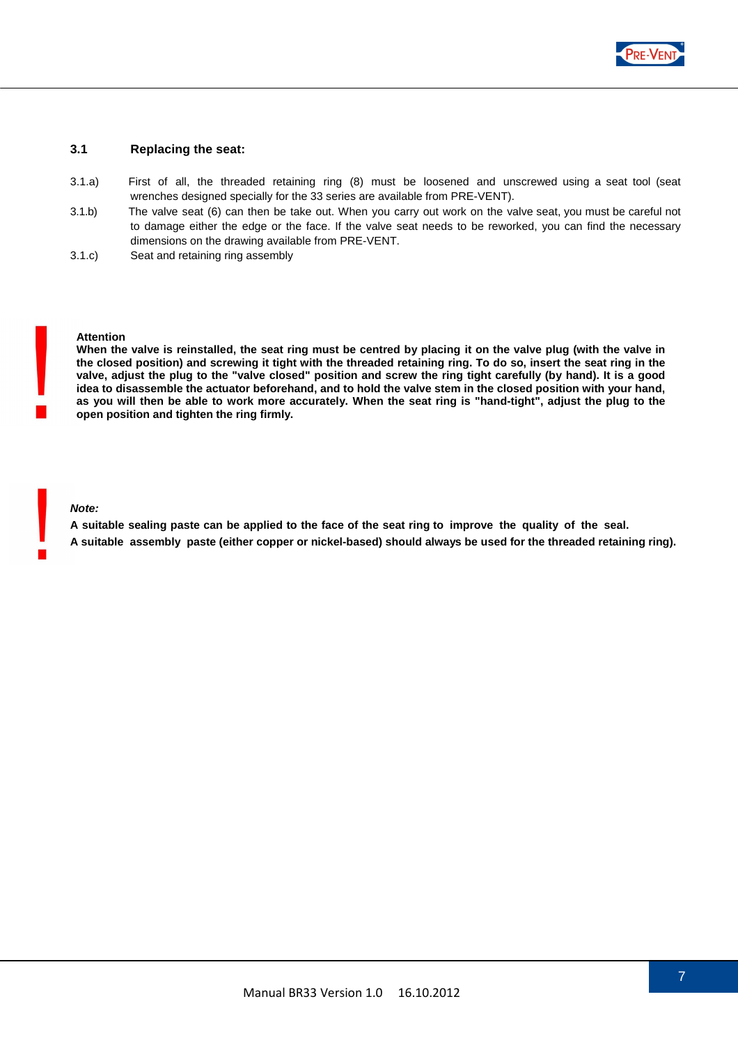### 3.1 Replacing the seat:

3.1.a) First of all, the threaded retaining ring (8) must be loosened and unscrewed using a seat tool (seat wrenches designed specially for the 33 series are available from PRE-VENT).

3.1.b) The valve seat (6) can then be take out. When you carry out work on the valve seat, you must be careful not to damage either the edge or the face. If the valve seat needs to be reworked, you can find the necessary dimensions on the drawing available from PRE-VENT.

3.1.c) Seat and retaining ring assembly

**Attention**
**When the valve is reinstalled, the seat ring must be centred by placing it on the valve plug (with the valve in the closed position) and screwing it tight with the threaded retaining ring. To do so, insert the seat ring in the valve, adjust the plug to the "valve closed" position and screw the ring tight carefully (by hand). It is a good idea to disassemble the actuator beforehand, and to hold the valve stem in the closed position with your hand, as you will then be able to work more accurately. When the seat ring is "hand-tight", adjust the plug to the open position and tighten the ring firmly.**

***Note:***
**A suitable sealing paste can be applied to the face of the seat ring to improve the quality of the seal.**
**A suitable assembly paste (either copper or nickel-based) should always be used for the threaded retaining ring).**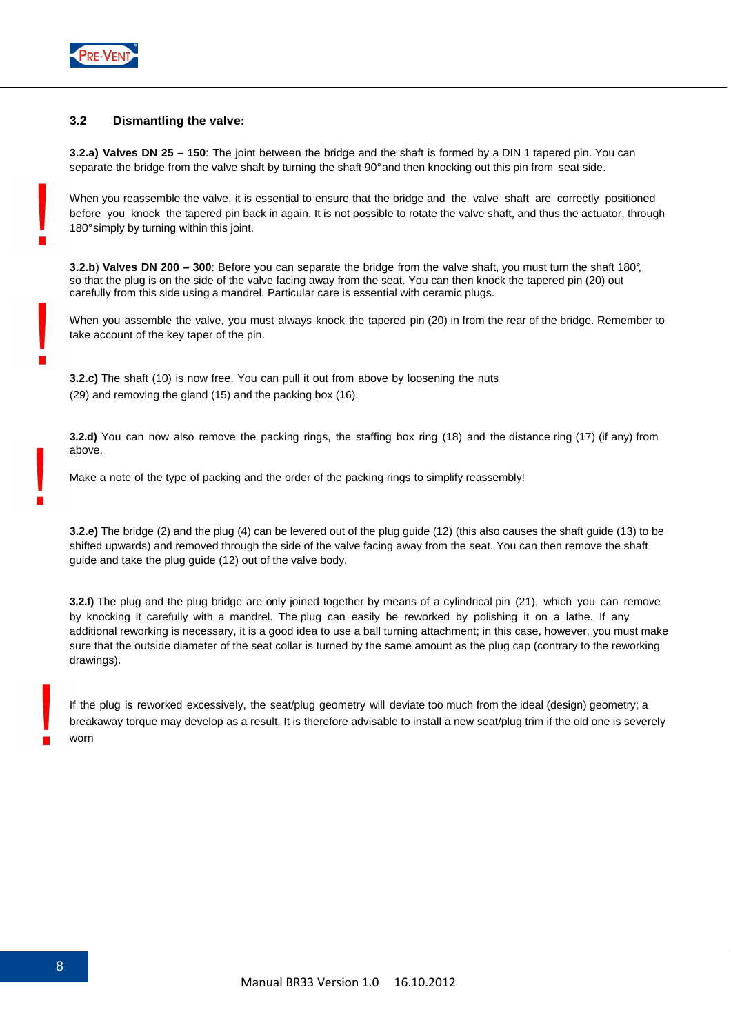### 3.2 Dismantling the valve:

**3.2.a) Valves DN 25 – 150**: The joint between the bridge and the shaft is formed by a DIN 1 tapered pin. You can separate the bridge from the valve shaft by turning the shaft 90° and then knocking out this pin from seat side.

When you reassemble the valve, it is essential to ensure that the bridge and the valve shaft are correctly positioned before you knock the tapered pin back in again. It is not possible to rotate the valve shaft, and thus the actuator, through 180° simply by turning within this joint.

**3.2.b**) **Valves DN 200 – 300**: Before you can separate the bridge from the valve shaft, you must turn the shaft 180°, so that the plug is on the side of the valve facing away from the seat. You can then knock the tapered pin (20) out carefully from this side using a mandrel. Particular care is essential with ceramic plugs.

When you assemble the valve, you must always knock the tapered pin (20) in from the rear of the bridge. Remember to take account of the key taper of the pin.

**3.2.c)** The shaft (10) is now free. You can pull it out from above by loosening the nuts (29) and removing the gland (15) and the packing box (16).

**3.2.d)** You can now also remove the packing rings, the staffing box ring (18) and the distance ring (17) (if any) from above.

Make a note of the type of packing and the order of the packing rings to simplify reassembly!

**3.2.e)** The bridge (2) and the plug (4) can be levered out of the plug guide (12) (this also causes the shaft guide (13) to be shifted upwards) and removed through the side of the valve facing away from the seat. You can then remove the shaft guide and take the plug guide (12) out of the valve body.

**3.2.f)** The plug and the plug bridge are only joined together by means of a cylindrical pin (21), which you can remove by knocking it carefully with a mandrel. The plug can easily be reworked by polishing it on a lathe. If any additional reworking is necessary, it is a good idea to use a ball turning attachment; in this case, however, you must make sure that the outside diameter of the seat collar is turned by the same amount as the plug cap (contrary to the reworking drawings).

If the plug is reworked excessively, the seat/plug geometry will deviate too much from the ideal (design) geometry; a breakaway torque may develop as a result. It is therefore advisable to install a new seat/plug trim if the old one is severely worn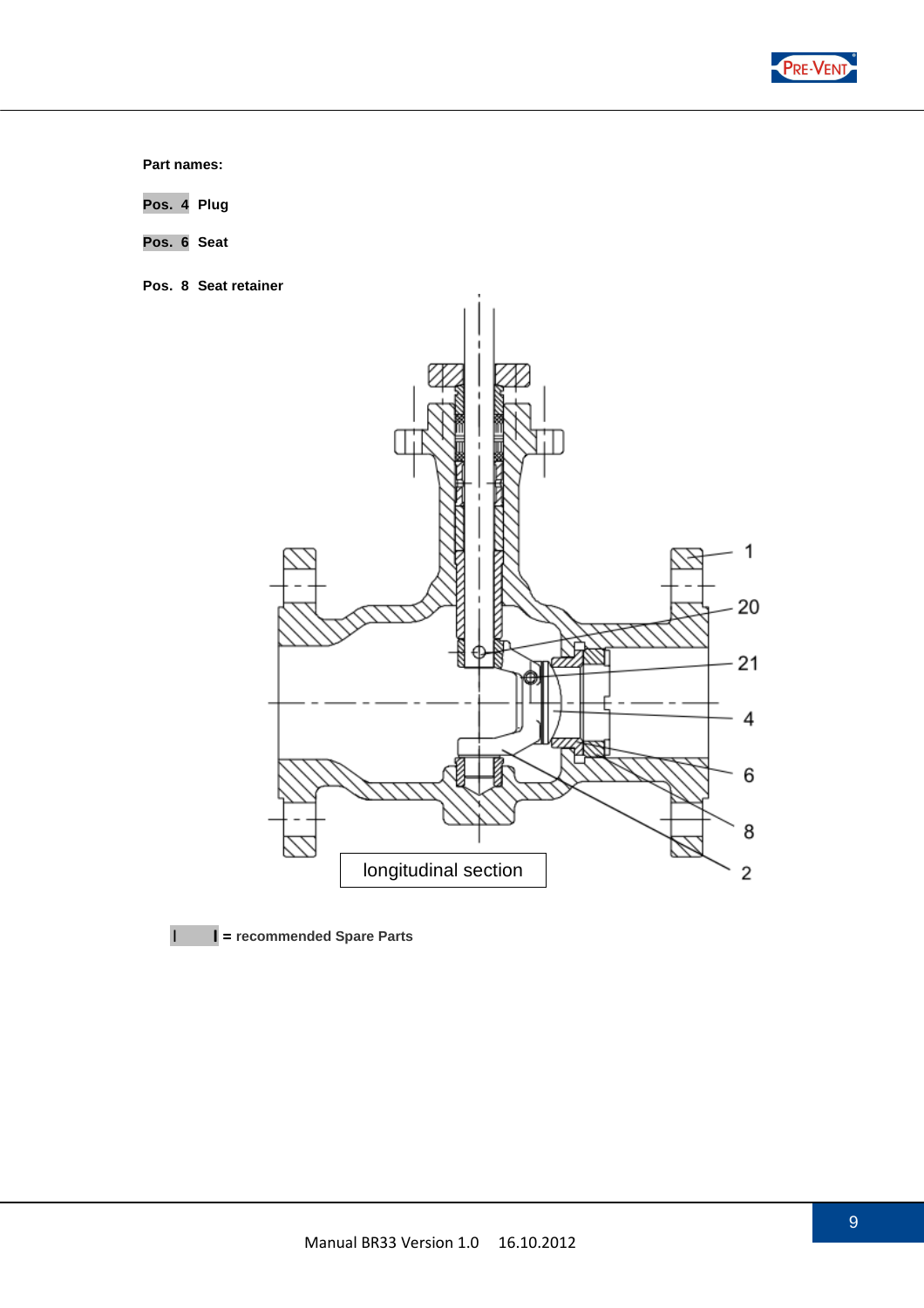**Part names:**

**Pos. 4 Plug**

**Pos. 6 Seat**

**Pos. 8 Seat retainer**

1

20

21

4

6

8

2

longitudinal section

**= recommended Spare Parts**

Manual BR33 Version 1.0 16.10.2012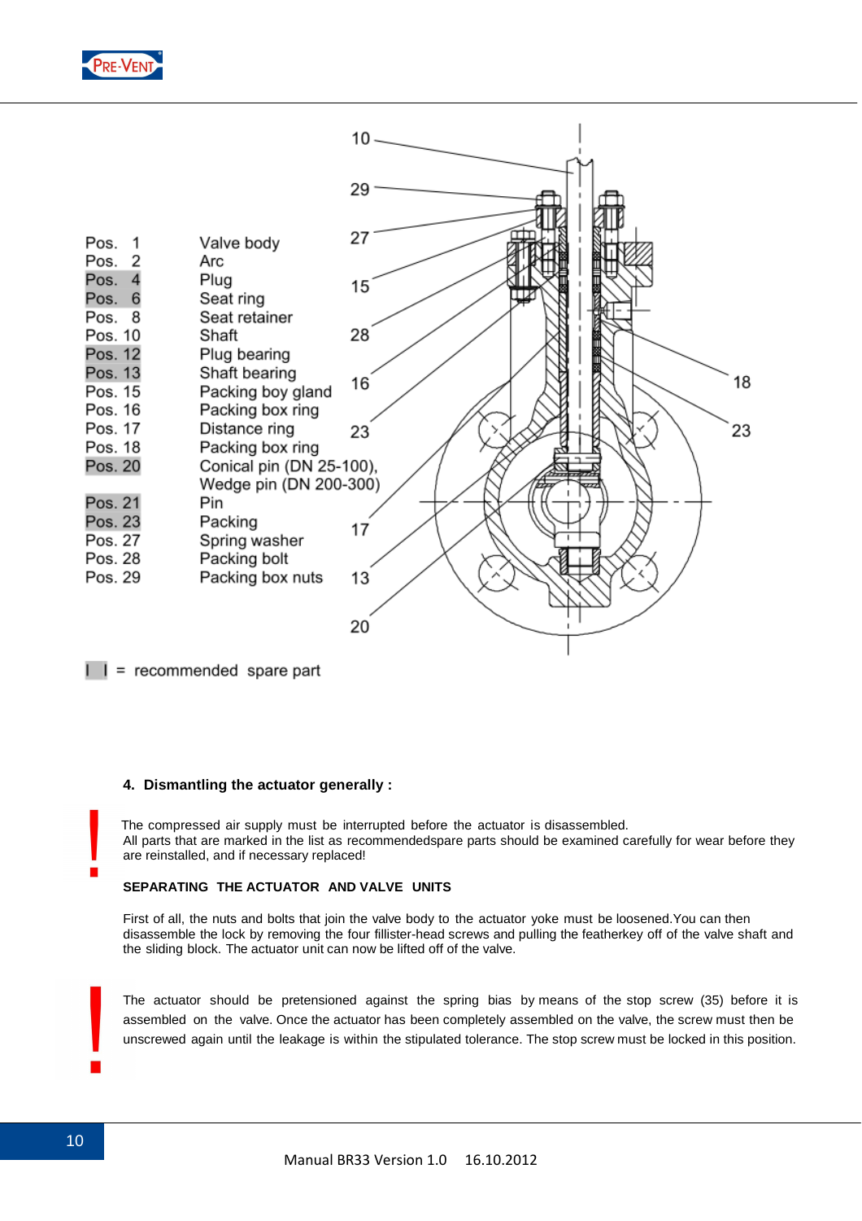| Pos. | Description |
|---|---|
| Pos. 1 | Valve body |
| Pos. 2 | Arc |
| Pos. 4 | Plug |
| Pos. 6 | Seat ring |
| Pos. 8 | Seat retainer |
| Pos. 10 | Shaft |
| Pos. 12 | Plug bearing |
| Pos. 13 | Shaft bearing |
| Pos. 15 | Packing boy gland |
| Pos. 16 | Packing box ring |
| Pos. 17 | Distance ring |
| Pos. 18 | Packing box ring |
| Pos. 20 | Conical pin (DN 25-100), Wedge pin (DN 200-300) |
| Pos. 21 | Pin |
| Pos. 23 | Packing |
| Pos. 27 | Spring washer |
| Pos. 28 | Packing bolt |
| Pos. 29 | Packing box nuts |

▮ = recommended spare part

### 4. Dismantling the actuator generally :

The compressed air supply must be interrupted before the actuator is disassembled.
All parts that are marked in the list as recommendedspare parts should be examined carefully for wear before they are reinstalled, and if necessary replaced!

**SEPARATING THE ACTUATOR AND VALVE UNITS**

First of all, the nuts and bolts that join the valve body to the actuator yoke must be loosened.You can then disassemble the lock by removing the four fillister-head screws and pulling the featherkey off of the valve shaft and the sliding block. The actuator unit can now be lifted off of the valve.

The actuator should be pretensioned against the spring bias by means of the stop screw (35) before it is assembled on the valve. Once the actuator has been completely assembled on the valve, the screw must then be unscrewed again until the leakage is within the stipulated tolerance. The stop screw must be locked in this position.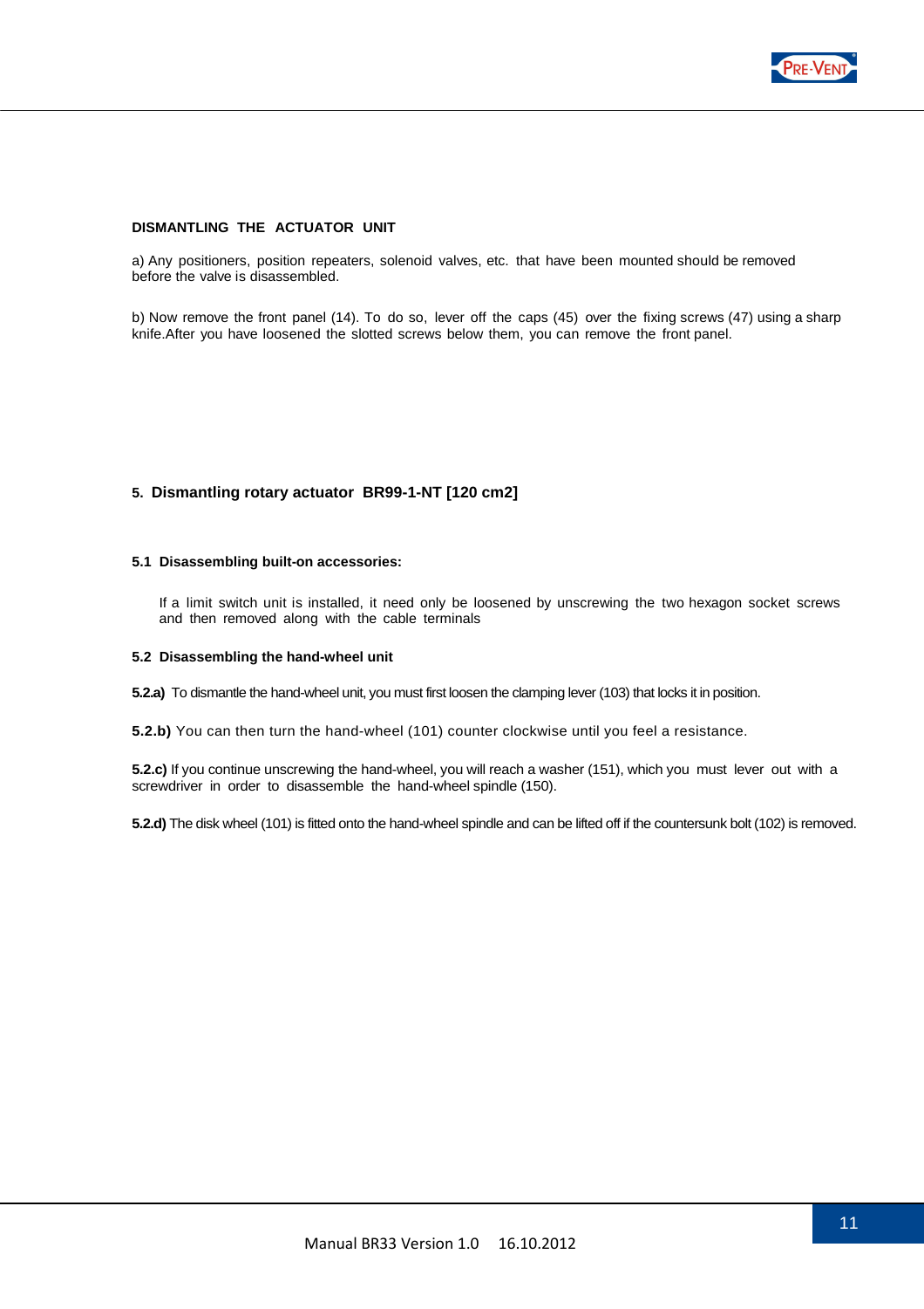**DISMANTLING THE ACTUATOR UNIT**

a) Any positioners, position repeaters, solenoid valves, etc. that have been mounted should be removed before the valve is disassembled.

b) Now remove the front panel (14). To do so, lever off the caps (45) over the fixing screws (47) using a sharp knife.After you have loosened the slotted screws below them, you can remove the front panel.

## 5. Dismantling rotary actuator BR99-1-NT [120 cm2]

### 5.1 Disassembling built-on accessories:

If a limit switch unit is installed, it need only be loosened by unscrewing the two hexagon socket screws and then removed along with the cable terminals

### 5.2 Disassembling the hand-wheel unit

**5.2.a)** To dismantle the hand-wheel unit, you must first loosen the clamping lever (103) that locks it in position.

**5.2.b)** You can then turn the hand-wheel (101) counter clockwise until you feel a resistance.

**5.2.c)** If you continue unscrewing the hand-wheel, you will reach a washer (151), which you must lever out with a screwdriver in order to disassemble the hand-wheel spindle (150).

**5.2.d)** The disk wheel (101) is fitted onto the hand-wheel spindle and can be lifted off if the countersunk bolt (102) is removed.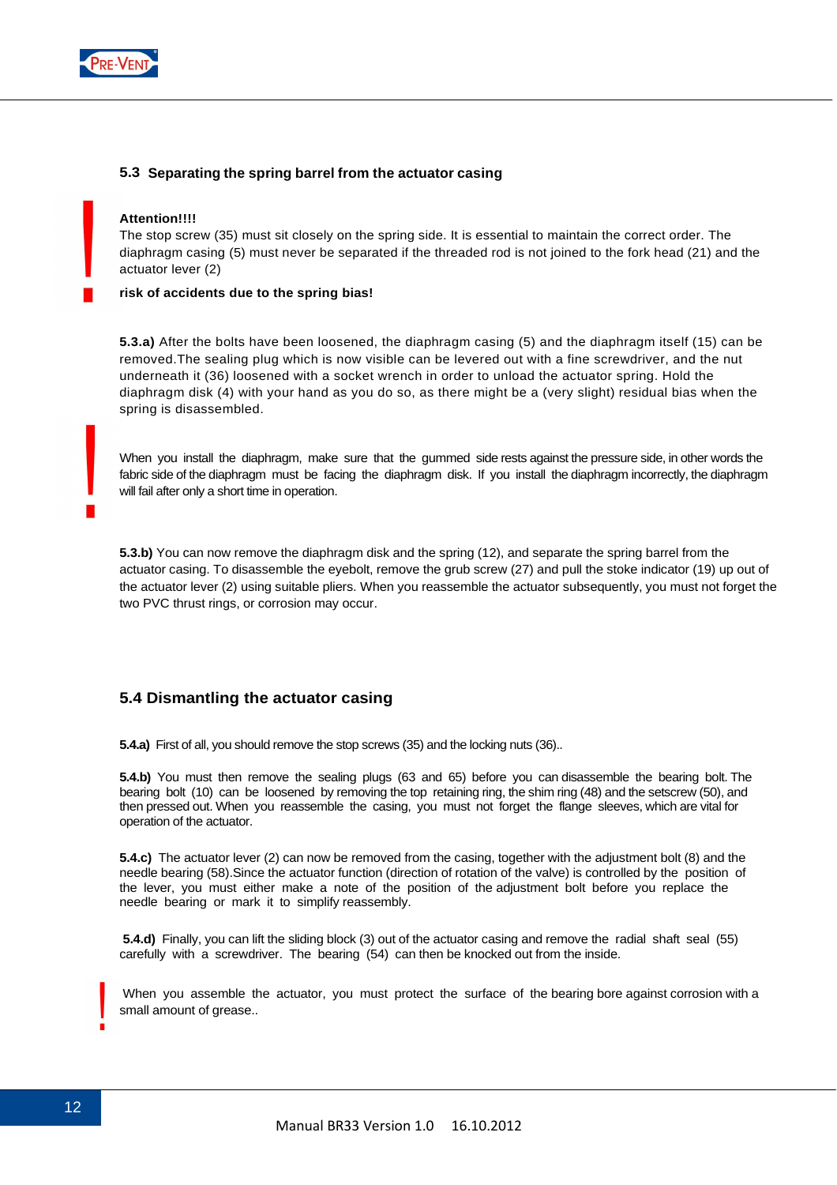## 5.3 Separating the spring barrel from the actuator casing

**Attention!!!!**

The stop screw (35) must sit closely on the spring side. It is essential to maintain the correct order. The diaphragm casing (5) must never be separated if the threaded rod is not joined to the fork head (21) and the actuator lever (2)

**risk of accidents due to the spring bias!**

**5.3.a)** After the bolts have been loosened, the diaphragm casing (5) and the diaphragm itself (15) can be removed.The sealing plug which is now visible can be levered out with a fine screwdriver, and the nut underneath it (36) loosened with a socket wrench in order to unload the actuator spring. Hold the diaphragm disk (4) with your hand as you do so, as there might be a (very slight) residual bias when the spring is disassembled.

When you install the diaphragm, make sure that the gummed side rests against the pressure side, in other words the fabric side of the diaphragm must be facing the diaphragm disk. If you install the diaphragm incorrectly, the diaphragm will fail after only a short time in operation.

**5.3.b)** You can now remove the diaphragm disk and the spring (12), and separate the spring barrel from the actuator casing. To disassemble the eyebolt, remove the grub screw (27) and pull the stoke indicator (19) up out of the actuator lever (2) using suitable pliers. When you reassemble the actuator subsequently, you must not forget the two PVC thrust rings, or corrosion may occur.

## 5.4 Dismantling the actuator casing

**5.4.a)** First of all, you should remove the stop screws (35) and the locking nuts (36)..

**5.4.b)** You must then remove the sealing plugs (63 and 65) before you can disassemble the bearing bolt. The bearing bolt (10) can be loosened by removing the top retaining ring, the shim ring (48) and the setscrew (50), and then pressed out. When you reassemble the casing, you must not forget the flange sleeves, which are vital for operation of the actuator.

**5.4.c)** The actuator lever (2) can now be removed from the casing, together with the adjustment bolt (8) and the needle bearing (58).Since the actuator function (direction of rotation of the valve) is controlled by the position of the lever, you must either make a note of the position of the adjustment bolt before you replace the needle bearing or mark it to simplify reassembly.

**5.4.d)** Finally, you can lift the sliding block (3) out of the actuator casing and remove the radial shaft seal (55) carefully with a screwdriver. The bearing (54) can then be knocked out from the inside.

When you assemble the actuator, you must protect the surface of the bearing bore against corrosion with a small amount of grease..

Manual BR33 Version 1.0 16.10.2012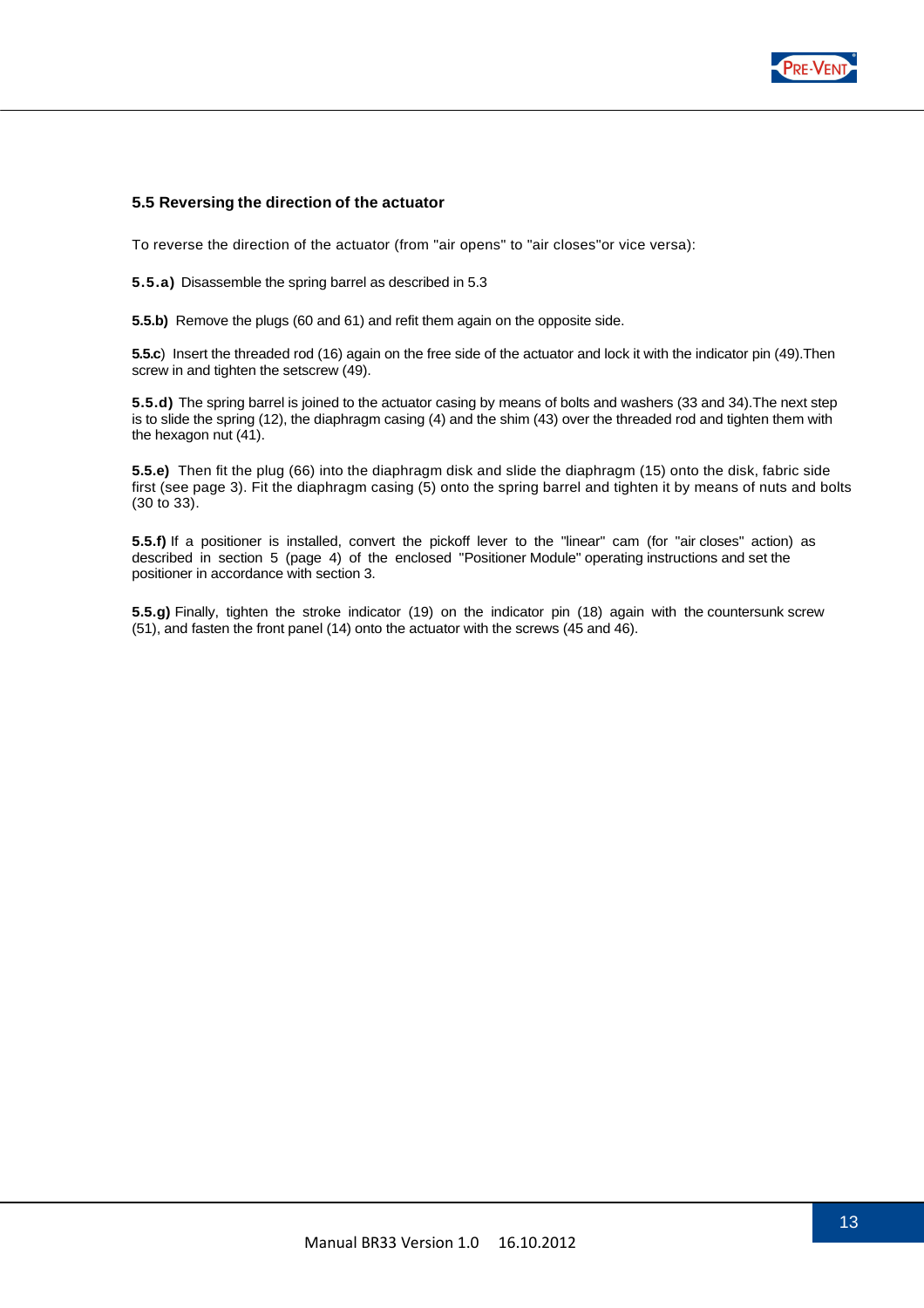### 5.5 Reversing the direction of the actuator

To reverse the direction of the actuator (from "air opens" to "air closes"or vice versa):

**5.5.a)** Disassemble the spring barrel as described in 5.3

**5.5.b)** Remove the plugs (60 and 61) and refit them again on the opposite side.

**5.5.c**) Insert the threaded rod (16) again on the free side of the actuator and lock it with the indicator pin (49).Then screw in and tighten the setscrew (49).

**5.5.d)** The spring barrel is joined to the actuator casing by means of bolts and washers (33 and 34).The next step is to slide the spring (12), the diaphragm casing (4) and the shim (43) over the threaded rod and tighten them with the hexagon nut (41).

**5.5.e)** Then fit the plug (66) into the diaphragm disk and slide the diaphragm (15) onto the disk, fabric side first (see page 3). Fit the diaphragm casing (5) onto the spring barrel and tighten it by means of nuts and bolts (30 to 33).

**5.5.f)** If a positioner is installed, convert the pickoff lever to the "linear" cam (for "air closes" action) as described in section 5 (page 4) of the enclosed "Positioner Module" operating instructions and set the positioner in accordance with section 3.

**5.5.g)** Finally, tighten the stroke indicator (19) on the indicator pin (18) again with the countersunk screw (51), and fasten the front panel (14) onto the actuator with the screws (45 and 46).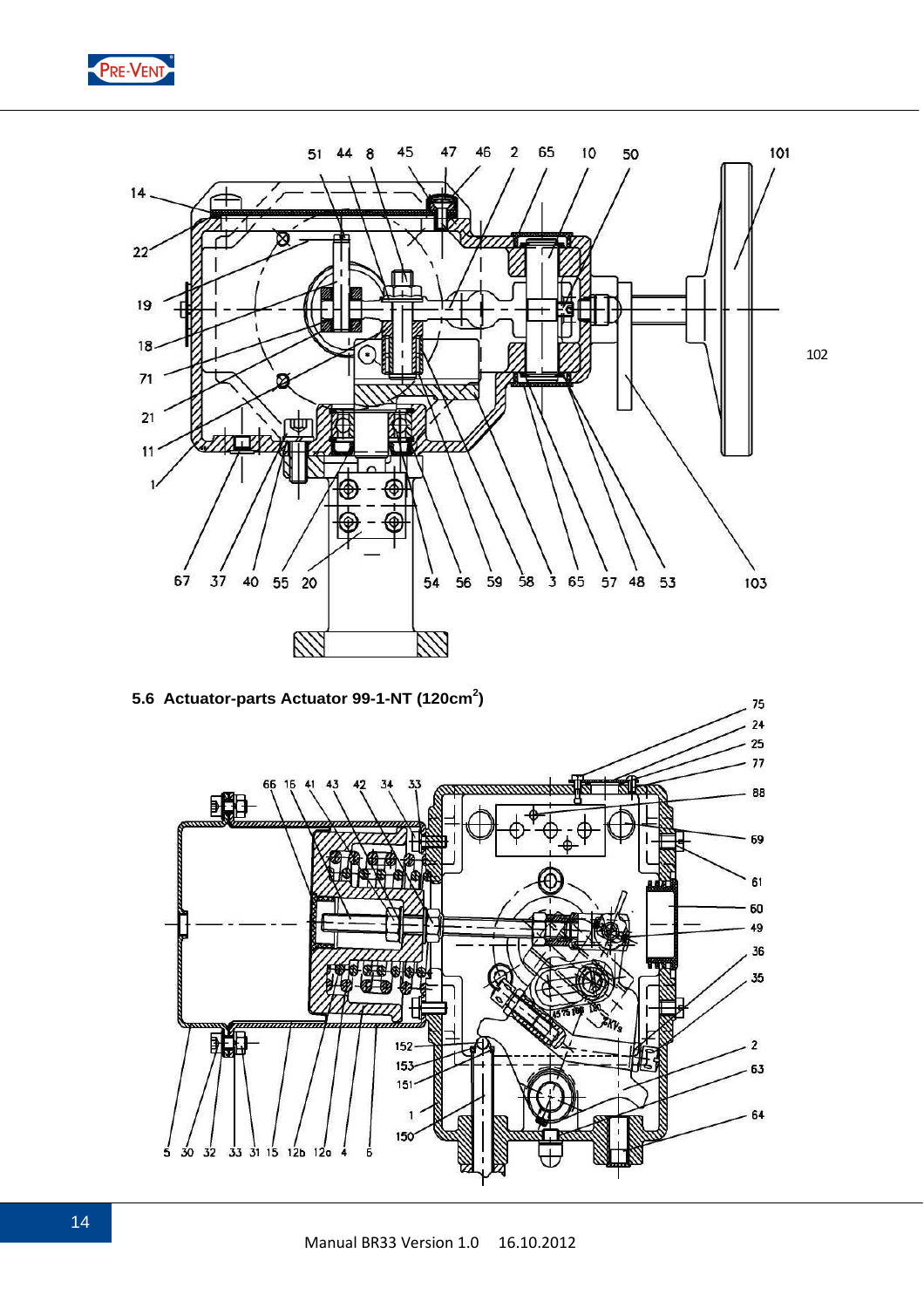## 5.6 Actuator-parts Actuator 99-1-NT (120cm$^2$)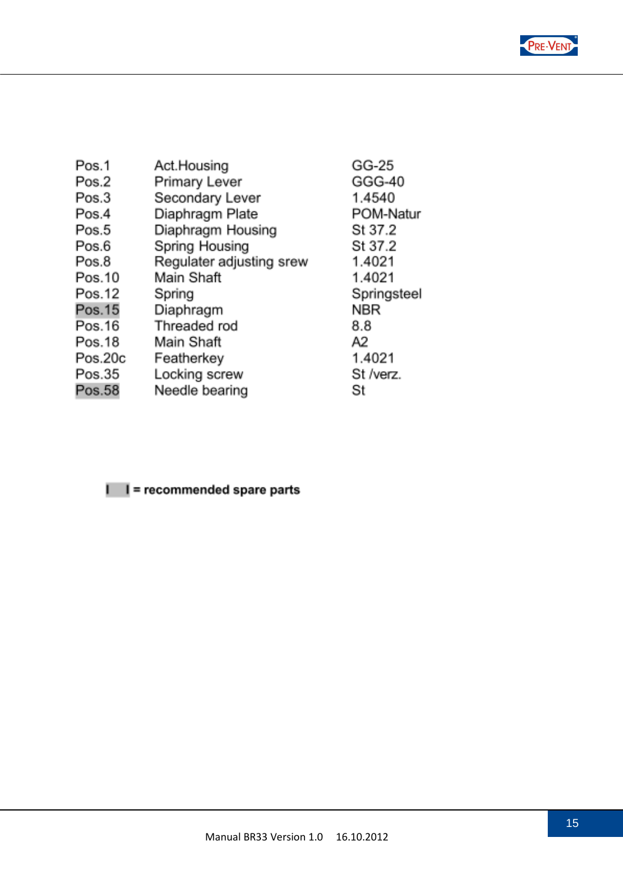| | | |
|---|---|---|
| Pos.1 | Act.Housing | GG-25 |
| Pos.2 | Primary Lever | GGG-40 |
| Pos.3 | Secondary Lever | 1.4540 |
| Pos.4 | Diaphragm Plate | POM-Natur |
| Pos.5 | Diaphragm Housing | St 37.2 |
| Pos.6 | Spring Housing | St 37.2 |
| Pos.8 | Regulater adjusting srew | 1.4021 |
| Pos.10 | Main Shaft | 1.4021 |
| Pos.12 | Spring | Springsteel |
| Pos.15 | Diaphragm | NBR |
| Pos.16 | Threaded rod | 8.8 |
| Pos.18 | Main Shaft | A2 |
| Pos.20c | Featherkey | 1.4021 |
| Pos.35 | Locking screw | St /verz. |
| Pos.58 | Needle bearing | St |

**[ ] = recommended spare parts**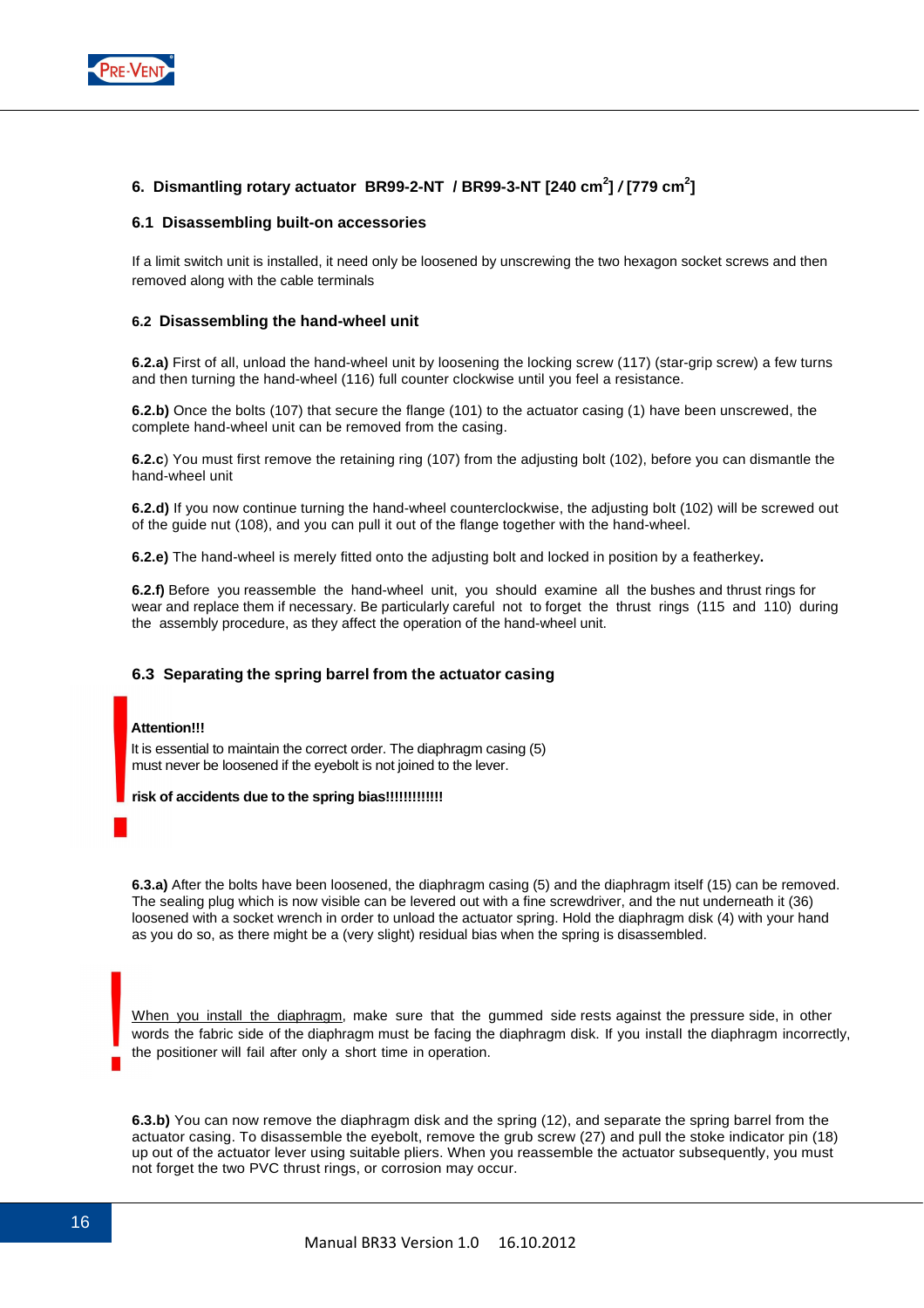## 6. Dismantling rotary actuator BR99-2-NT / BR99-3-NT [240 $cm^2$] / [779 $cm^2$]

### 6.1 Disassembling built-on accessories

If a limit switch unit is installed, it need only be loosened by unscrewing the two hexagon socket screws and then removed along with the cable terminals

### 6.2 Disassembling the hand-wheel unit

**6.2.a)** First of all, unload the hand-wheel unit by loosening the locking screw (117) (star-grip screw) a few turns and then turning the hand-wheel (116) full counter clockwise until you feel a resistance.

**6.2.b)** Once the bolts (107) that secure the flange (101) to the actuator casing (1) have been unscrewed, the complete hand-wheel unit can be removed from the casing.

**6.2.c**) You must first remove the retaining ring (107) from the adjusting bolt (102), before you can dismantle the hand-wheel unit

**6.2.d)** If you now continue turning the hand-wheel counterclockwise, the adjusting bolt (102) will be screwed out of the guide nut (108), and you can pull it out of the flange together with the hand-wheel.

**6.2.e)** The hand-wheel is merely fitted onto the adjusting bolt and locked in position by a featherkey**.**

**6.2.f)** Before you reassemble the hand-wheel unit, you should examine all the bushes and thrust rings for wear and replace them if necessary. Be particularly careful not to forget the thrust rings (115 and 110) during the assembly procedure, as they affect the operation of the hand-wheel unit.

### 6.3 Separating the spring barrel from the actuator casing

**Attention!!!**

It is essential to maintain the correct order. The diaphragm casing (5) must never be loosened if the eyebolt is not joined to the lever.

**risk of accidents due to the spring bias!!!!!!!!!!!!**

**6.3.a)** After the bolts have been loosened, the diaphragm casing (5) and the diaphragm itself (15) can be removed. The sealing plug which is now visible can be levered out with a fine screwdriver, and the nut underneath it (36) loosened with a socket wrench in order to unload the actuator spring. Hold the diaphragm disk (4) with your hand as you do so, as there might be a (very slight) residual bias when the spring is disassembled.

When you install the diaphragm, make sure that the gummed side rests against the pressure side, in other words the fabric side of the diaphragm must be facing the diaphragm disk. If you install the diaphragm incorrectly, the positioner will fail after only a short time in operation.

**6.3.b)** You can now remove the diaphragm disk and the spring (12), and separate the spring barrel from the actuator casing. To disassemble the eyebolt, remove the grub screw (27) and pull the stoke indicator pin (18) up out of the actuator lever using suitable pliers. When you reassemble the actuator subsequently, you must not forget the two PVC thrust rings, or corrosion may occur.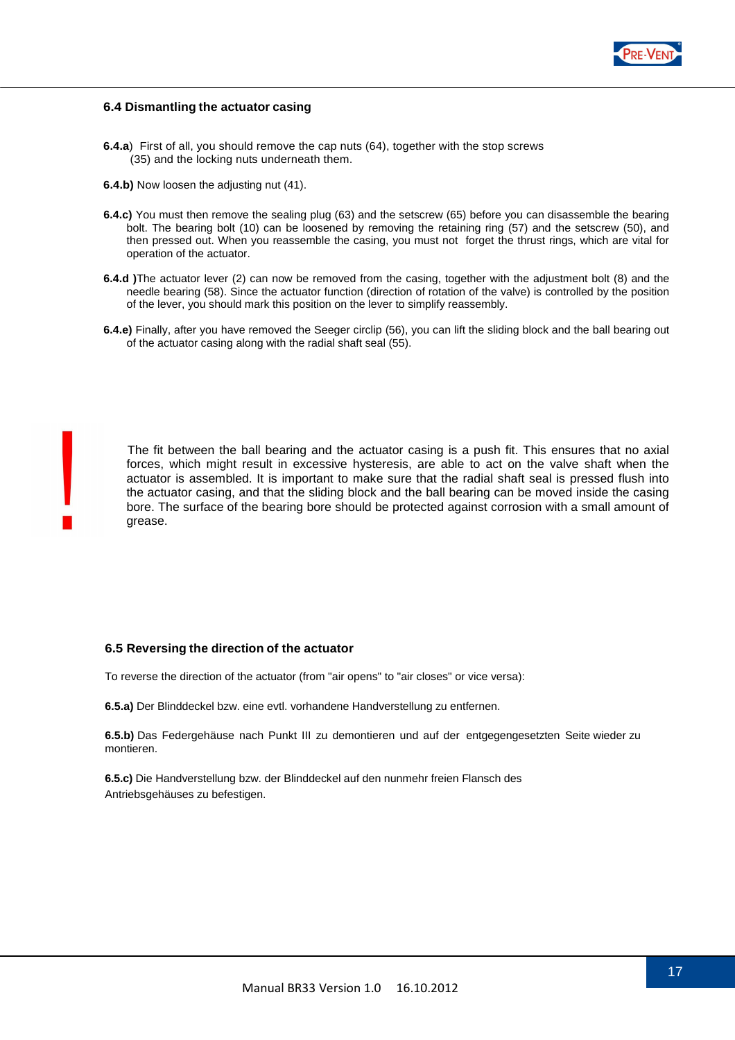## 6.4 Dismantling the actuator casing

**6.4.a**) First of all, you should remove the cap nuts (64), together with the stop screws (35) and the locking nuts underneath them.

**6.4.b)** Now loosen the adjusting nut (41).

**6.4.c)** You must then remove the sealing plug (63) and the setscrew (65) before you can disassemble the bearing bolt. The bearing bolt (10) can be loosened by removing the retaining ring (57) and the setscrew (50), and then pressed out. When you reassemble the casing, you must not forget the thrust rings, which are vital for operation of the actuator.

**6.4.d )**The actuator lever (2) can now be removed from the casing, together with the adjustment bolt (8) and the needle bearing (58). Since the actuator function (direction of rotation of the valve) is controlled by the position of the lever, you should mark this position on the lever to simplify reassembly.

**6.4.e)** Finally, after you have removed the Seeger circlip (56), you can lift the sliding block and the ball bearing out of the actuator casing along with the radial shaft seal (55).

!

The fit between the ball bearing and the actuator casing is a push fit. This ensures that no axial forces, which might result in excessive hysteresis, are able to act on the valve shaft when the actuator is assembled. It is important to make sure that the radial shaft seal is pressed flush into the actuator casing, and that the sliding block and the ball bearing can be moved inside the casing bore. The surface of the bearing bore should be protected against corrosion with a small amount of grease.

## 6.5 Reversing the direction of the actuator

To reverse the direction of the actuator (from "air opens" to "air closes" or vice versa):

**6.5.a)** Der Blinddeckel bzw. eine evtl. vorhandene Handverstellung zu entfernen.

**6.5.b)** Das Federgehäuse nach Punkt III zu demontieren und auf der entgegengesetzten Seite wieder zu montieren.

**6.5.c)** Die Handverstellung bzw. der Blinddeckel auf den nunmehr freien Flansch des Antriebsgehäuses zu befestigen.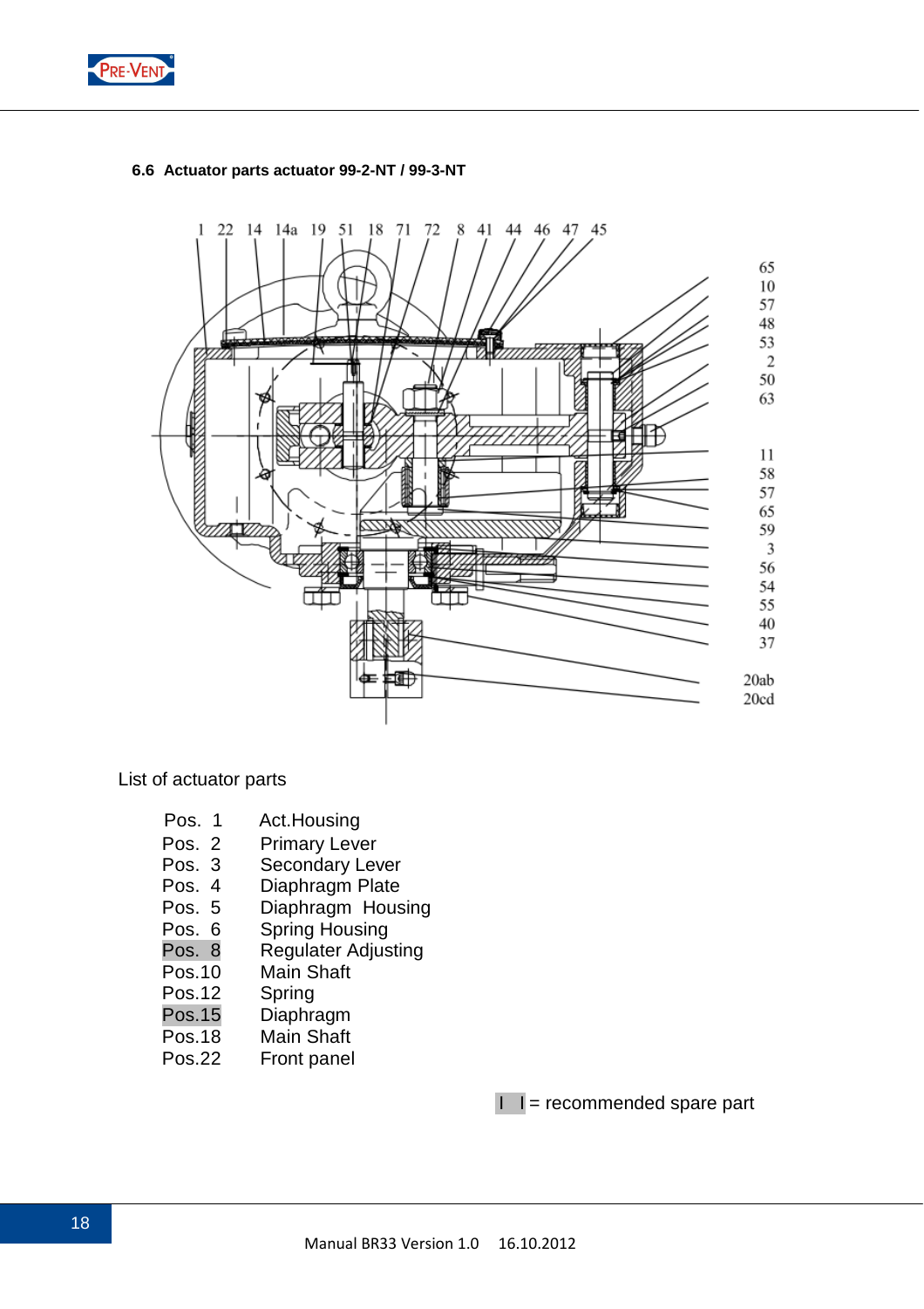### 6.6 Actuator parts actuator 99-2-NT / 99-3-NT

List of actuator parts

| | |
|---|---|
| Pos. 1 | Act.Housing |
| Pos. 2 | Primary Lever |
| Pos. 3 | Secondary Lever |
| Pos. 4 | Diaphragm Plate |
| Pos. 5 | Diaphragm Housing |
| Pos. 6 | Spring Housing |
| Pos. 8 | Regulater Adjusting |
| Pos.10 | Main Shaft |
| Pos.12 | Spring |
| Pos.15 | Diaphragm |
| Pos.18 | Main Shaft |
| Pos.22 | Front panel |

I I = recommended spare part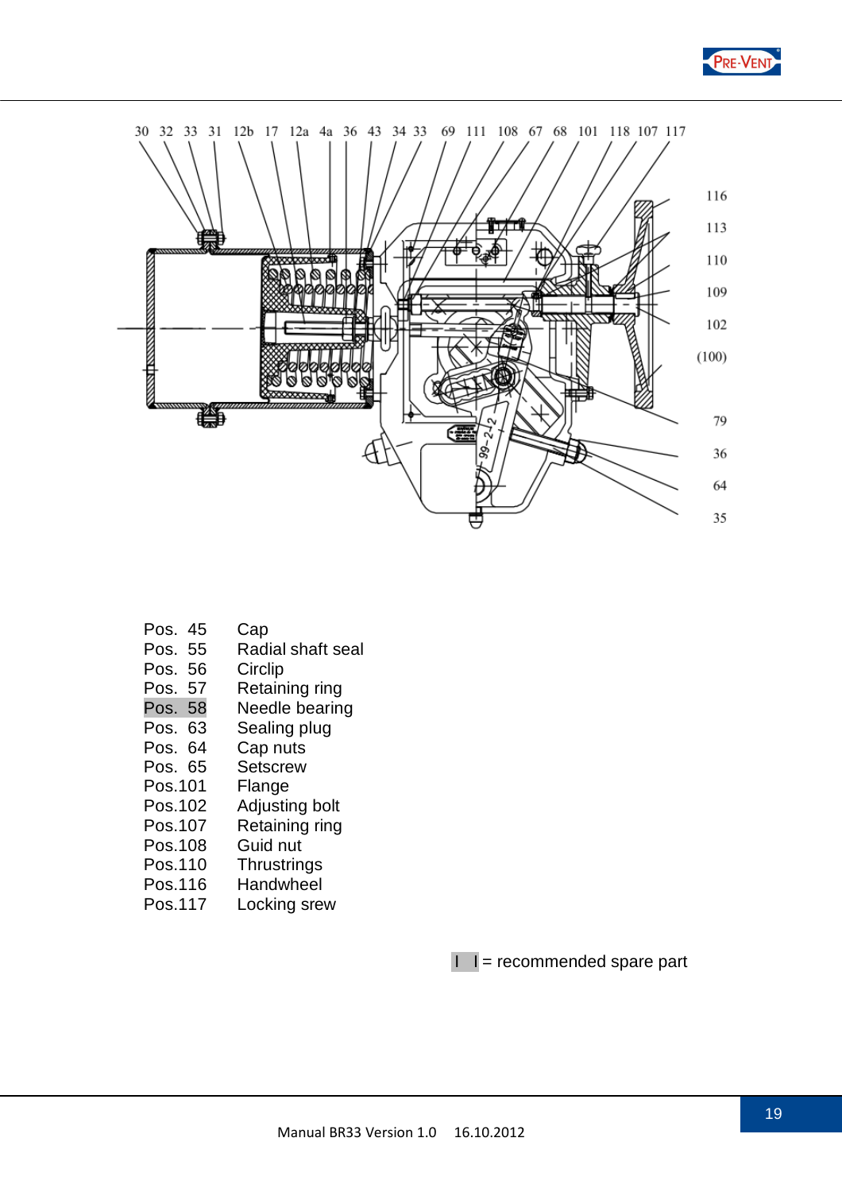| | |
|---|---|
| Pos. 45 | Cap |
| Pos. 55 | Radial shaft seal |
| Pos. 56 | Circlip |
| Pos. 57 | Retaining ring |
| Pos. 58 | Needle bearing |
| Pos. 63 | Sealing plug |
| Pos. 64 | Cap nuts |
| Pos. 65 | Setscrew |
| Pos.101 | Flange |
| Pos.102 | Adjusting bolt |
| Pos.107 | Retaining ring |
| Pos.108 | Guid nut |
| Pos.110 | Thrustrings |
| Pos.116 | Handwheel |
| Pos.117 | Locking srew |

I I = recommended spare part

Manual BR33 Version 1.0 16.10.2012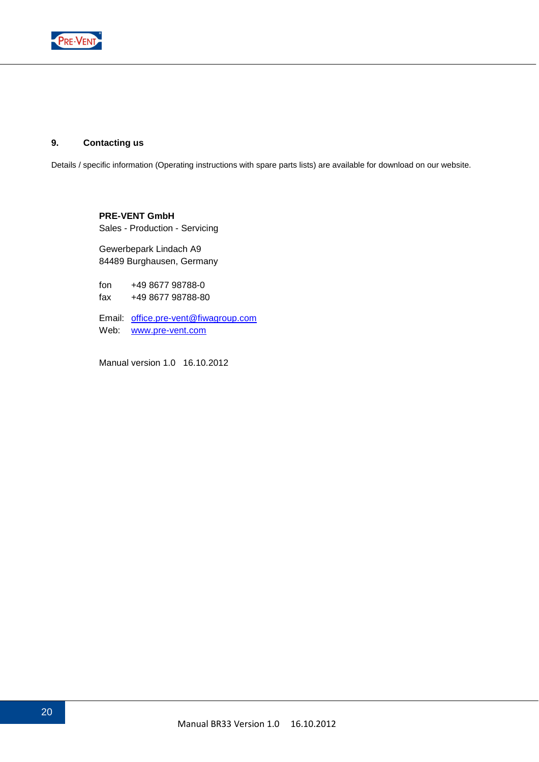## 9. Contacting us

Details / specific information (Operating instructions with spare parts lists) are available for download on our website.

**PRE-VENT GmbH**
Sales - Production - Servicing

Gewerbepark Lindach A9
84489 Burghausen, Germany

fon +49 8677 98788-0
fax +49 8677 98788-80

Email: office.pre-vent@fiwagroup.com
Web: www.pre-vent.com

Manual version 1.0 16.10.2012